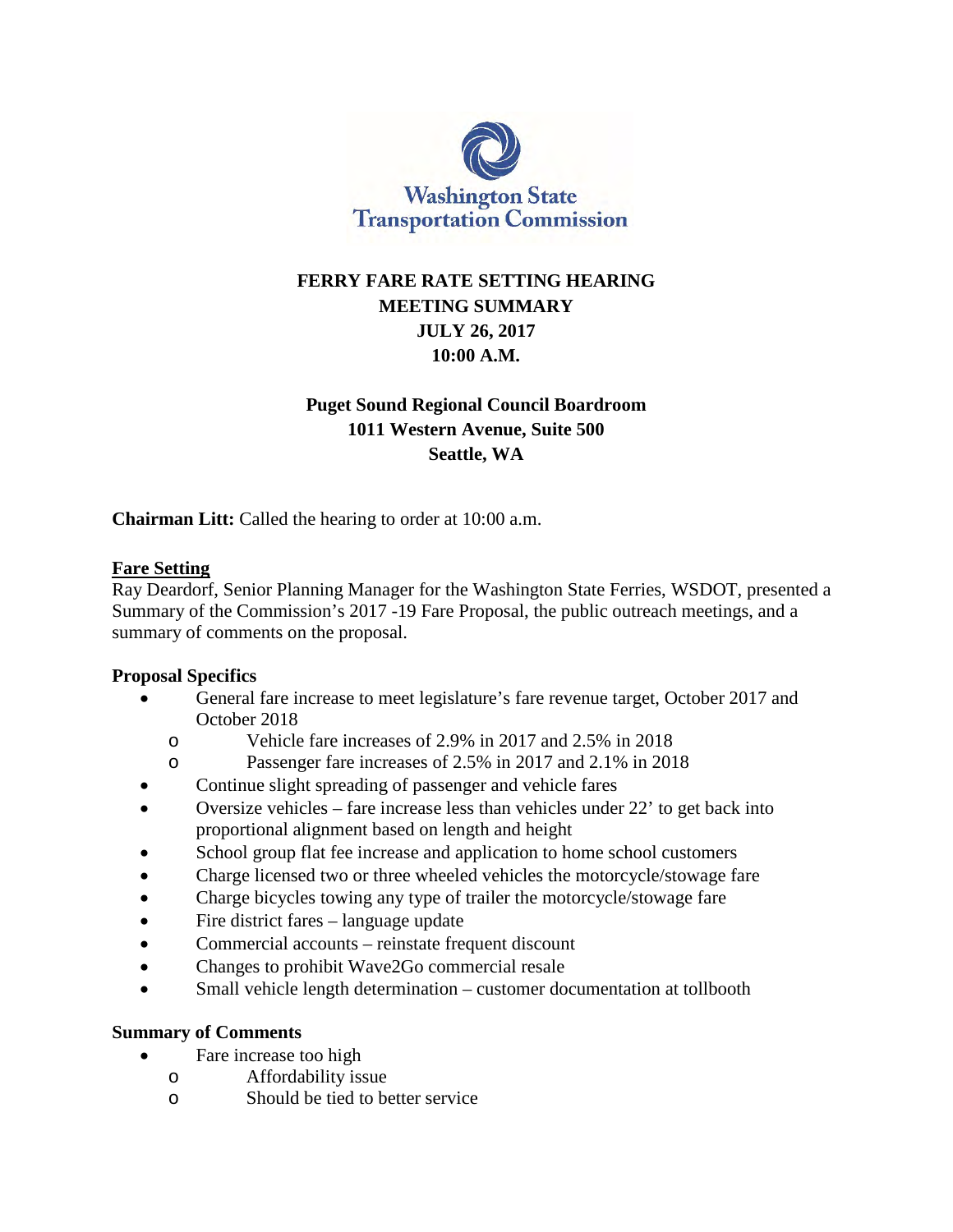Washington State Transportation Commission

# FERRY FARE RATE SETTING HEARING
# MEETING SUMMARY
# JULY 26, 2017
# 10:00 A.M.

**Puget Sound Regional Council Boardroom**
**1011 Western Avenue, Suite 500**
**Seattle, WA**

**Chairman Litt:** Called the hearing to order at 10:00 a.m.

## Fare Setting

Ray Deardorf, Senior Planning Manager for the Washington State Ferries, WSDOT, presented a Summary of the Commission's 2017 -19 Fare Proposal, the public outreach meetings, and a summary of comments on the proposal.

### Proposal Specifics

- General fare increase to meet legislature's fare revenue target, October 2017 and October 2018
  - Vehicle fare increases of 2.9% in 2017 and 2.5% in 2018
  - Passenger fare increases of 2.5% in 2017 and 2.1% in 2018
- Continue slight spreading of passenger and vehicle fares
- Oversize vehicles – fare increase less than vehicles under 22' to get back into proportional alignment based on length and height
- School group flat fee increase and application to home school customers
- Charge licensed two or three wheeled vehicles the motorcycle/stowage fare
- Charge bicycles towing any type of trailer the motorcycle/stowage fare
- Fire district fares – language update
- Commercial accounts – reinstate frequent discount
- Changes to prohibit Wave2Go commercial resale
- Small vehicle length determination – customer documentation at tollbooth

### Summary of Comments

- Fare increase too high
  - Affordability issue
  - Should be tied to better service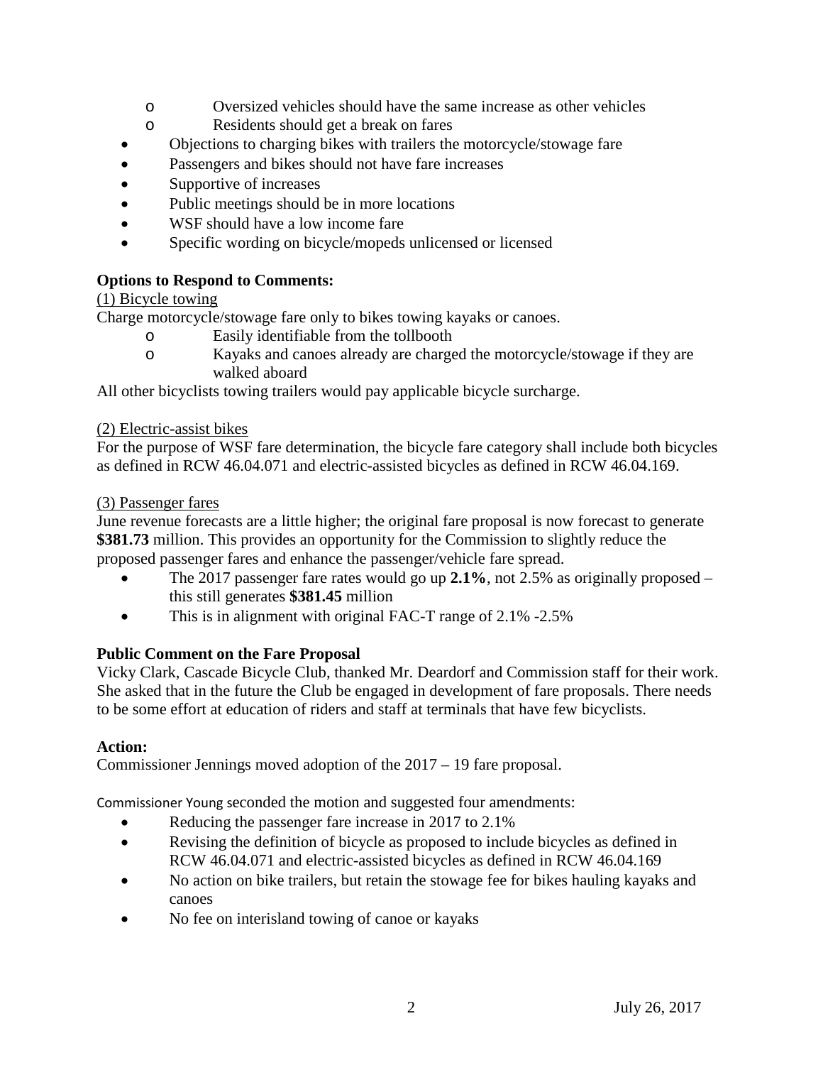- Oversized vehicles should have the same increase as other vehicles
- Residents should get a break on fares

- Objections to charging bikes with trailers the motorcycle/stowage fare
- Passengers and bikes should not have fare increases
- Supportive of increases
- Public meetings should be in more locations
- WSF should have a low income fare
- Specific wording on bicycle/mopeds unlicensed or licensed

**Options to Respond to Comments:**

<u>(1) Bicycle towing</u>

Charge motorcycle/stowage fare only to bikes towing kayaks or canoes.

- Easily identifiable from the tollbooth
- Kayaks and canoes already are charged the motorcycle/stowage if they are walked aboard

All other bicyclists towing trailers would pay applicable bicycle surcharge.

<u>(2) Electric-assist bikes</u>

For the purpose of WSF fare determination, the bicycle fare category shall include both bicycles as defined in RCW 46.04.071 and electric-assisted bicycles as defined in RCW 46.04.169.

<u>(3) Passenger fares</u>

June revenue forecasts are a little higher; the original fare proposal is now forecast to generate **$381.73** million. This provides an opportunity for the Commission to slightly reduce the proposed passenger fares and enhance the passenger/vehicle fare spread.

- The 2017 passenger fare rates would go up **2.1%**, not 2.5% as originally proposed – this still generates **$381.45** million
- This is in alignment with original FAC-T range of 2.1% -2.5%

**Public Comment on the Fare Proposal**

Vicky Clark, Cascade Bicycle Club, thanked Mr. Deardorf and Commission staff for their work. She asked that in the future the Club be engaged in development of fare proposals. There needs to be some effort at education of riders and staff at terminals that have few bicyclists.

**Action:**

Commissioner Jennings moved adoption of the 2017 – 19 fare proposal.

Commissioner Young seconded the motion and suggested four amendments:

- Reducing the passenger fare increase in 2017 to 2.1%
- Revising the definition of bicycle as proposed to include bicycles as defined in RCW 46.04.071 and electric-assisted bicycles as defined in RCW 46.04.169
- No action on bike trailers, but retain the stowage fee for bikes hauling kayaks and canoes
- No fee on interisland towing of canoe or kayaks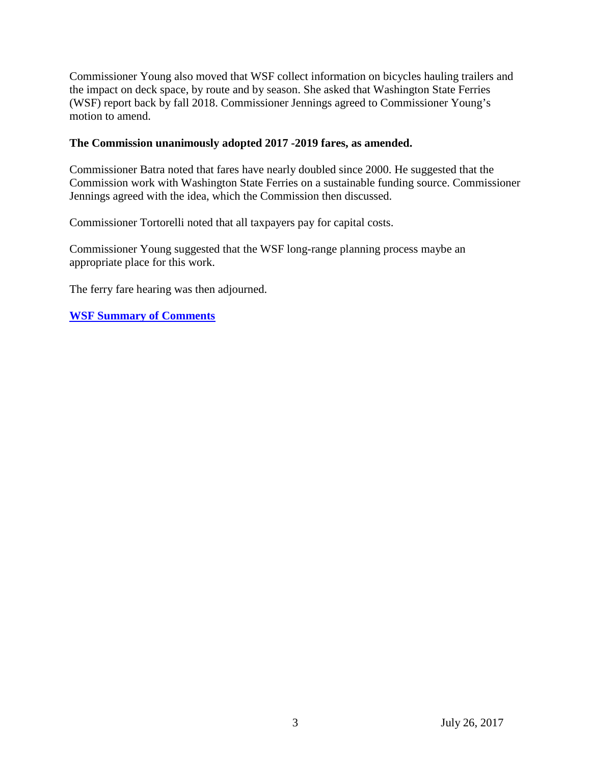Commissioner Young also moved that WSF collect information on bicycles hauling trailers and the impact on deck space, by route and by season. She asked that Washington State Ferries (WSF) report back by fall 2018. Commissioner Jennings agreed to Commissioner Young's motion to amend.

**The Commission unanimously adopted 2017 -2019 fares, as amended.**

Commissioner Batra noted that fares have nearly doubled since 2000. He suggested that the Commission work with Washington State Ferries on a sustainable funding source. Commissioner Jennings agreed with the idea, which the Commission then discussed.

Commissioner Tortorelli noted that all taxpayers pay for capital costs.

Commissioner Young suggested that the WSF long-range planning process maybe an appropriate place for this work.

The ferry fare hearing was then adjourned.

**WSF Summary of Comments**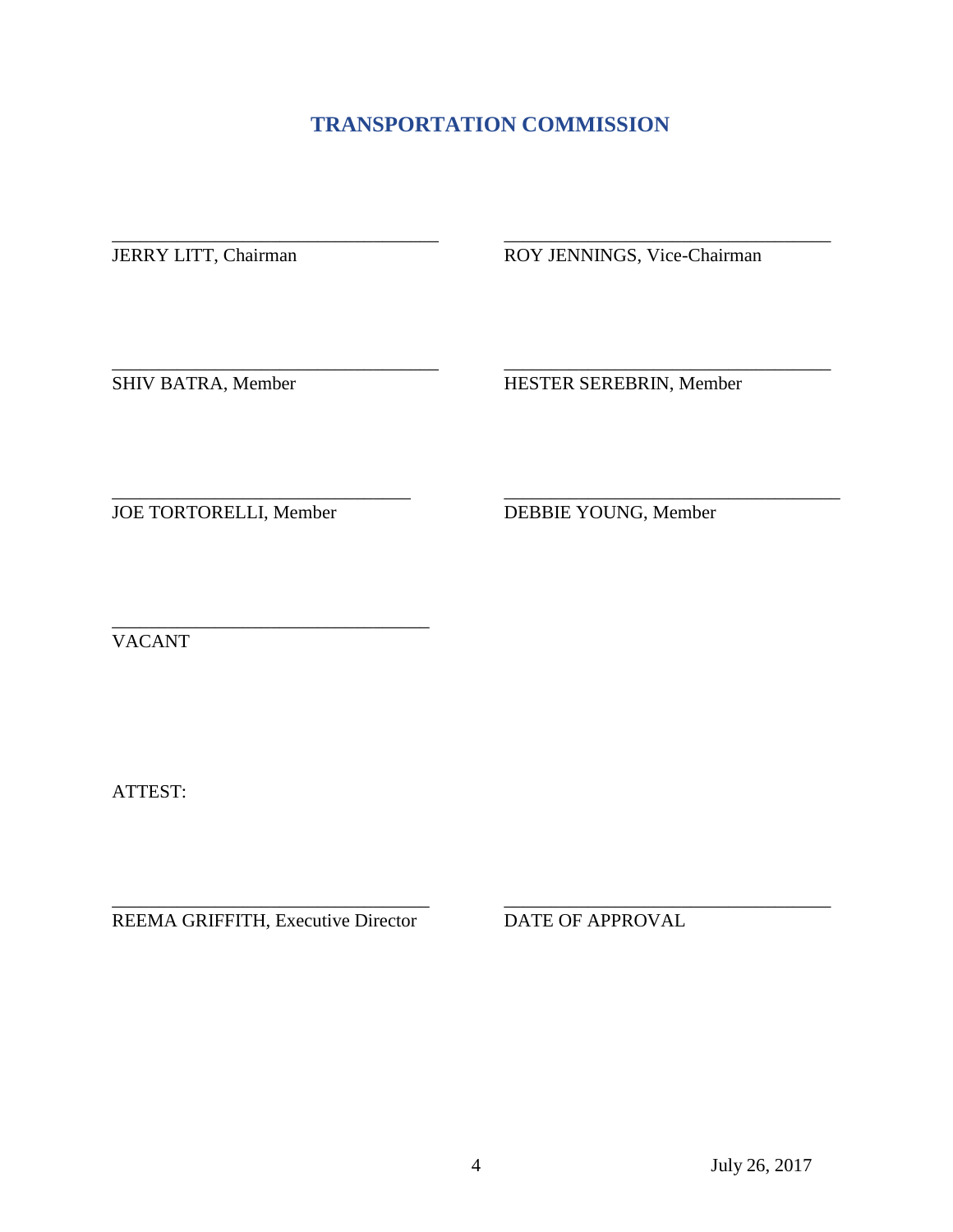## TRANSPORTATION COMMISSION

\_\_\_\_\_\_\_\_\_\_\_\_\_\_\_\_\_\_\_\_\_\_\_\_\_\_\_\_\_\_\_\_\_\_
JERRY LITT, Chairman

\_\_\_\_\_\_\_\_\_\_\_\_\_\_\_\_\_\_\_\_\_\_\_\_\_\_\_\_\_\_\_\_\_\_
ROY JENNINGS, Vice-Chairman

\_\_\_\_\_\_\_\_\_\_\_\_\_\_\_\_\_\_\_\_\_\_\_\_\_\_\_\_\_\_\_\_\_\_
SHIV BATRA, Member

\_\_\_\_\_\_\_\_\_\_\_\_\_\_\_\_\_\_\_\_\_\_\_\_\_\_\_\_\_\_\_\_\_\_
HESTER SEREBRIN, Member

\_\_\_\_\_\_\_\_\_\_\_\_\_\_\_\_\_\_\_\_\_\_\_\_\_\_\_\_\_\_\_\_\_\_
JOE TORTORELLI, Member

\_\_\_\_\_\_\_\_\_\_\_\_\_\_\_\_\_\_\_\_\_\_\_\_\_\_\_\_\_\_\_\_\_\_
DEBBIE YOUNG, Member

\_\_\_\_\_\_\_\_\_\_\_\_\_\_\_\_\_\_\_\_\_\_\_\_\_\_\_\_\_\_\_\_\_\_
VACANT

ATTEST:

\_\_\_\_\_\_\_\_\_\_\_\_\_\_\_\_\_\_\_\_\_\_\_\_\_\_\_\_\_\_\_\_\_\_
REEMA GRIFFITH, Executive Director

\_\_\_\_\_\_\_\_\_\_\_\_\_\_\_\_\_\_\_\_\_\_\_\_\_\_\_\_\_\_\_\_\_\_
DATE OF APPROVAL